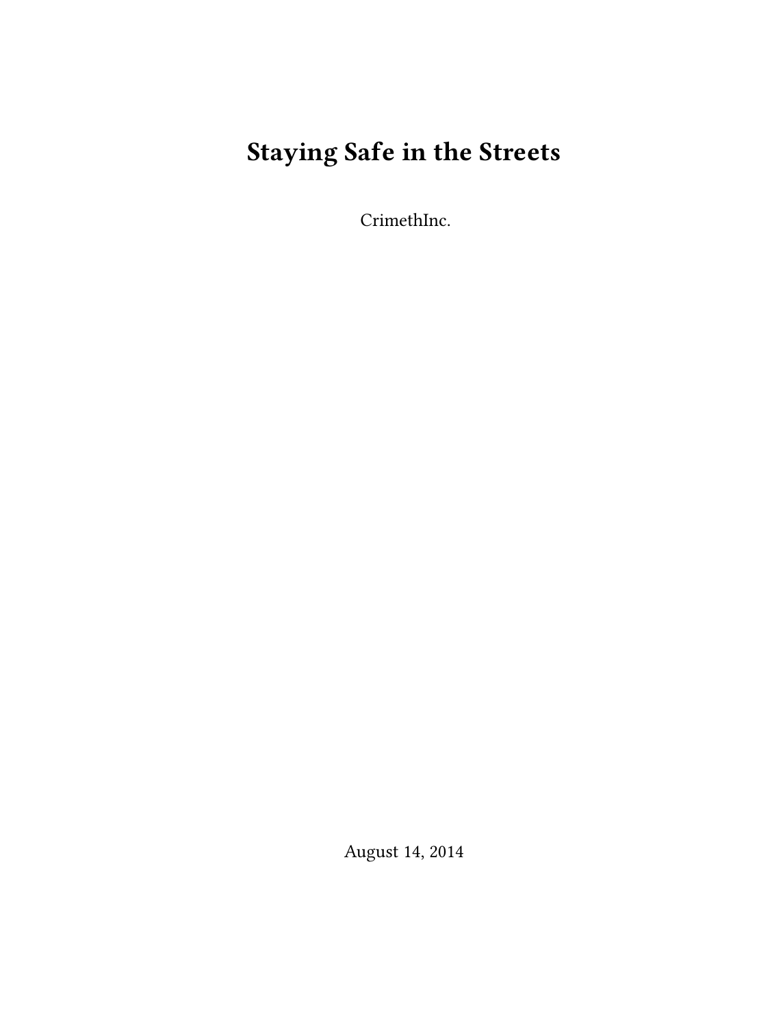# Staying Safe in the Streets

CrimethInc.

August 14, 2014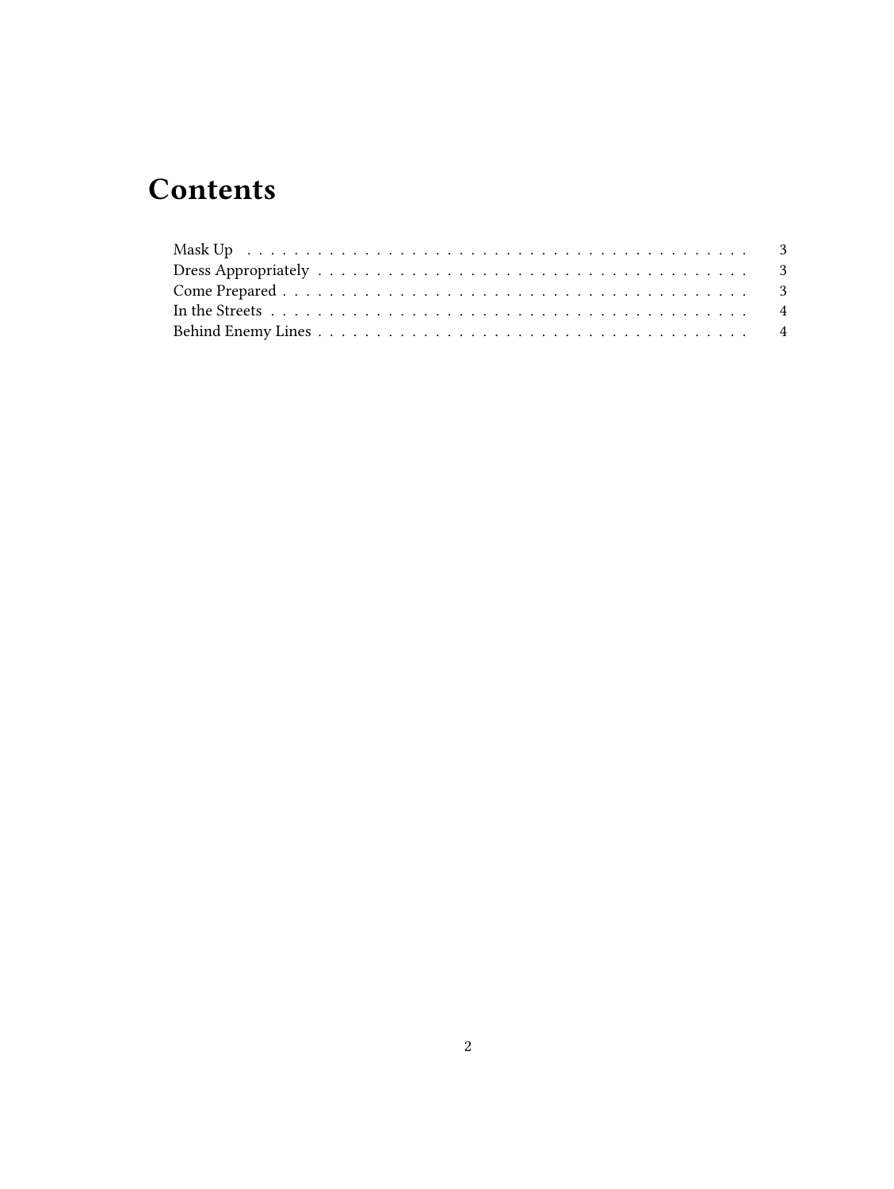# Contents

- Mask Up . . . . . . . . . . . . . . . . . . . . . . . . . . . . . . . . . . . . . . . . . 3
- Dress Appropriately . . . . . . . . . . . . . . . . . . . . . . . . . . . . . . . . . . . . 3
- Come Prepared . . . . . . . . . . . . . . . . . . . . . . . . . . . . . . . . . . . . . . 3
- In the Streets . . . . . . . . . . . . . . . . . . . . . . . . . . . . . . . . . . . . . . . 4
- Behind Enemy Lines . . . . . . . . . . . . . . . . . . . . . . . . . . . . . . . . . . . 4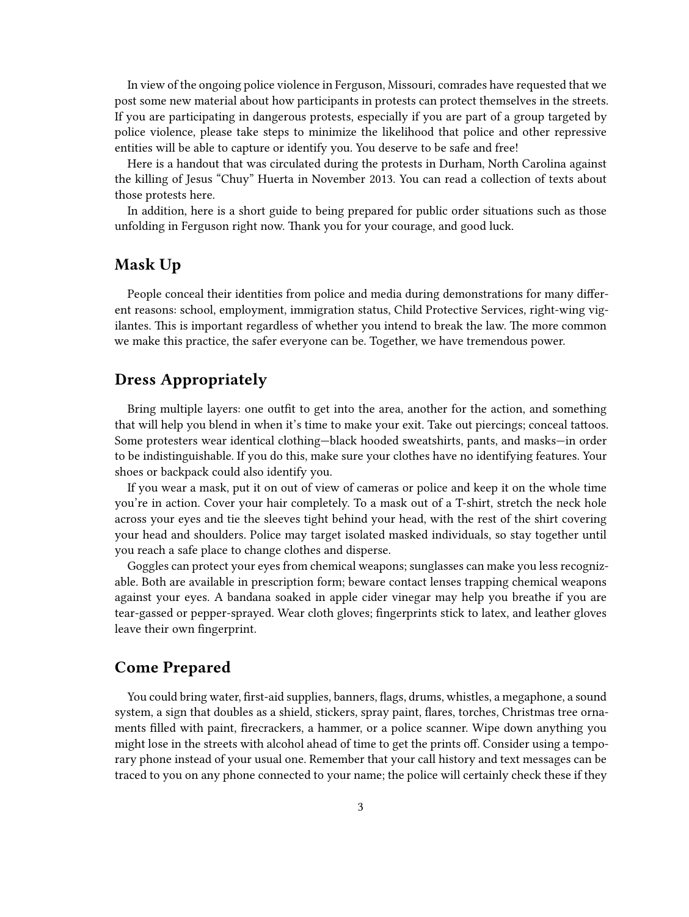In view of the ongoing police violence in Ferguson, Missouri, comrades have requested that we post some new material about how participants in protests can protect themselves in the streets. If you are participating in dangerous protests, especially if you are part of a group targeted by police violence, please take steps to minimize the likelihood that police and other repressive entities will be able to capture or identify you. You deserve to be safe and free!

Here is a handout that was circulated during the protests in Durham, North Carolina against the killing of Jesus "Chuy" Huerta in November 2013. You can read a collection of texts about those protests here.

In addition, here is a short guide to being prepared for public order situations such as those unfolding in Ferguson right now. Thank you for your courage, and good luck.

## Mask Up

People conceal their identities from police and media during demonstrations for many different reasons: school, employment, immigration status, Child Protective Services, right-wing vigilantes. This is important regardless of whether you intend to break the law. The more common we make this practice, the safer everyone can be. Together, we have tremendous power.

## Dress Appropriately

Bring multiple layers: one outfit to get into the area, another for the action, and something that will help you blend in when it's time to make your exit. Take out piercings; conceal tattoos. Some protesters wear identical clothing—black hooded sweatshirts, pants, and masks—in order to be indistinguishable. If you do this, make sure your clothes have no identifying features. Your shoes or backpack could also identify you.

If you wear a mask, put it on out of view of cameras or police and keep it on the whole time you're in action. Cover your hair completely. To a mask out of a T-shirt, stretch the neck hole across your eyes and tie the sleeves tight behind your head, with the rest of the shirt covering your head and shoulders. Police may target isolated masked individuals, so stay together until you reach a safe place to change clothes and disperse.

Goggles can protect your eyes from chemical weapons; sunglasses can make you less recognizable. Both are available in prescription form; beware contact lenses trapping chemical weapons against your eyes. A bandana soaked in apple cider vinegar may help you breathe if you are tear-gassed or pepper-sprayed. Wear cloth gloves; fingerprints stick to latex, and leather gloves leave their own fingerprint.

## Come Prepared

You could bring water, first-aid supplies, banners, flags, drums, whistles, a megaphone, a sound system, a sign that doubles as a shield, stickers, spray paint, flares, torches, Christmas tree ornaments filled with paint, firecrackers, a hammer, or a police scanner. Wipe down anything you might lose in the streets with alcohol ahead of time to get the prints off. Consider using a temporary phone instead of your usual one. Remember that your call history and text messages can be traced to you on any phone connected to your name; the police will certainly check these if they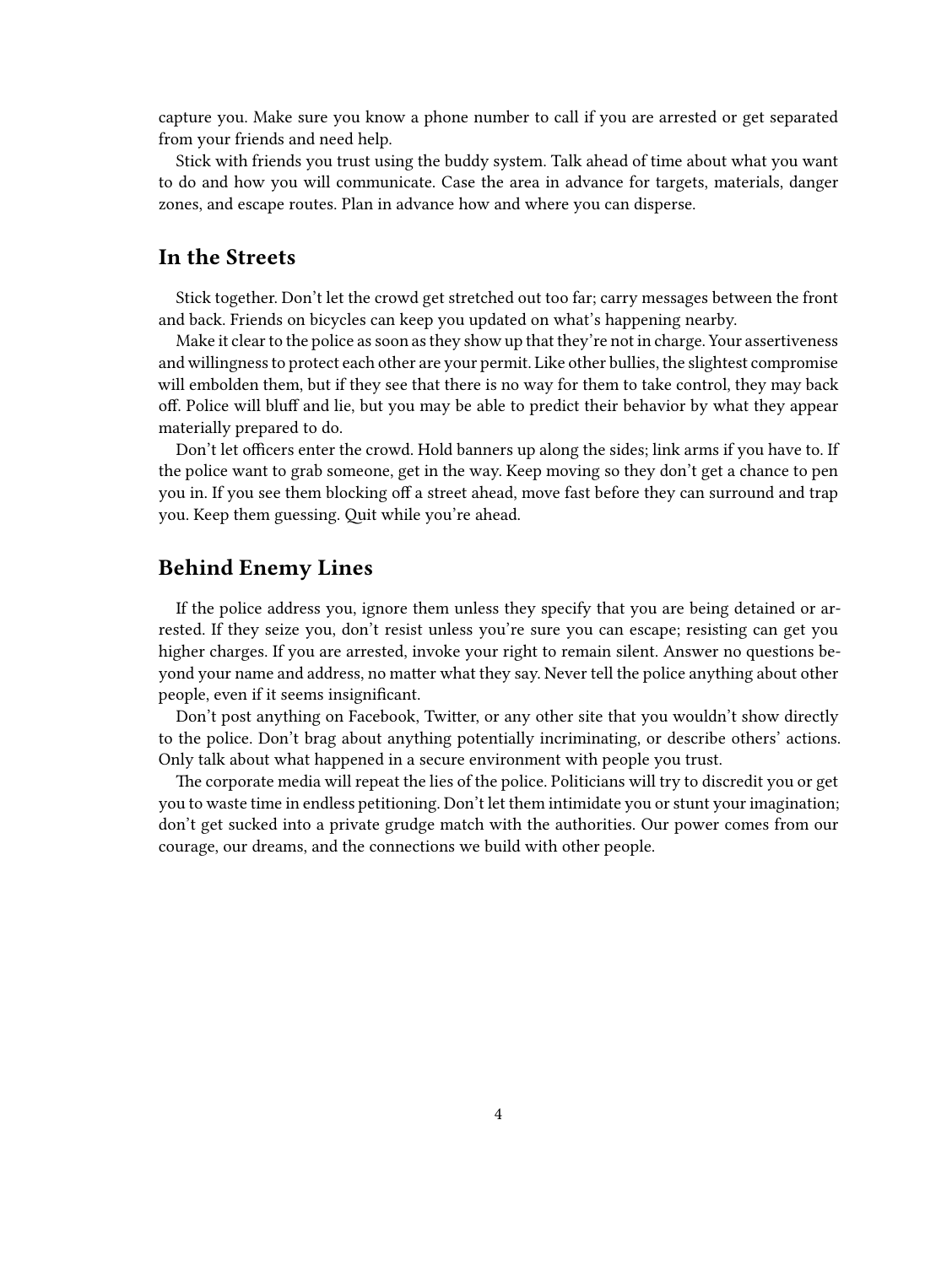capture you. Make sure you know a phone number to call if you are arrested or get separated from your friends and need help.

Stick with friends you trust using the buddy system. Talk ahead of time about what you want to do and how you will communicate. Case the area in advance for targets, materials, danger zones, and escape routes. Plan in advance how and where you can disperse.

## In the Streets

Stick together. Don't let the crowd get stretched out too far; carry messages between the front and back. Friends on bicycles can keep you updated on what's happening nearby.

Make it clear to the police as soon as they show up that they're not in charge. Your assertiveness and willingness to protect each other are your permit. Like other bullies, the slightest compromise will embolden them, but if they see that there is no way for them to take control, they may back off. Police will bluff and lie, but you may be able to predict their behavior by what they appear materially prepared to do.

Don't let officers enter the crowd. Hold banners up along the sides; link arms if you have to. If the police want to grab someone, get in the way. Keep moving so they don't get a chance to pen you in. If you see them blocking off a street ahead, move fast before they can surround and trap you. Keep them guessing. Quit while you're ahead.

## Behind Enemy Lines

If the police address you, ignore them unless they specify that you are being detained or arrested. If they seize you, don't resist unless you're sure you can escape; resisting can get you higher charges. If you are arrested, invoke your right to remain silent. Answer no questions beyond your name and address, no matter what they say. Never tell the police anything about other people, even if it seems insignificant.

Don't post anything on Facebook, Twitter, or any other site that you wouldn't show directly to the police. Don't brag about anything potentially incriminating, or describe others' actions. Only talk about what happened in a secure environment with people you trust.

The corporate media will repeat the lies of the police. Politicians will try to discredit you or get you to waste time in endless petitioning. Don't let them intimidate you or stunt your imagination; don't get sucked into a private grudge match with the authorities. Our power comes from our courage, our dreams, and the connections we build with other people.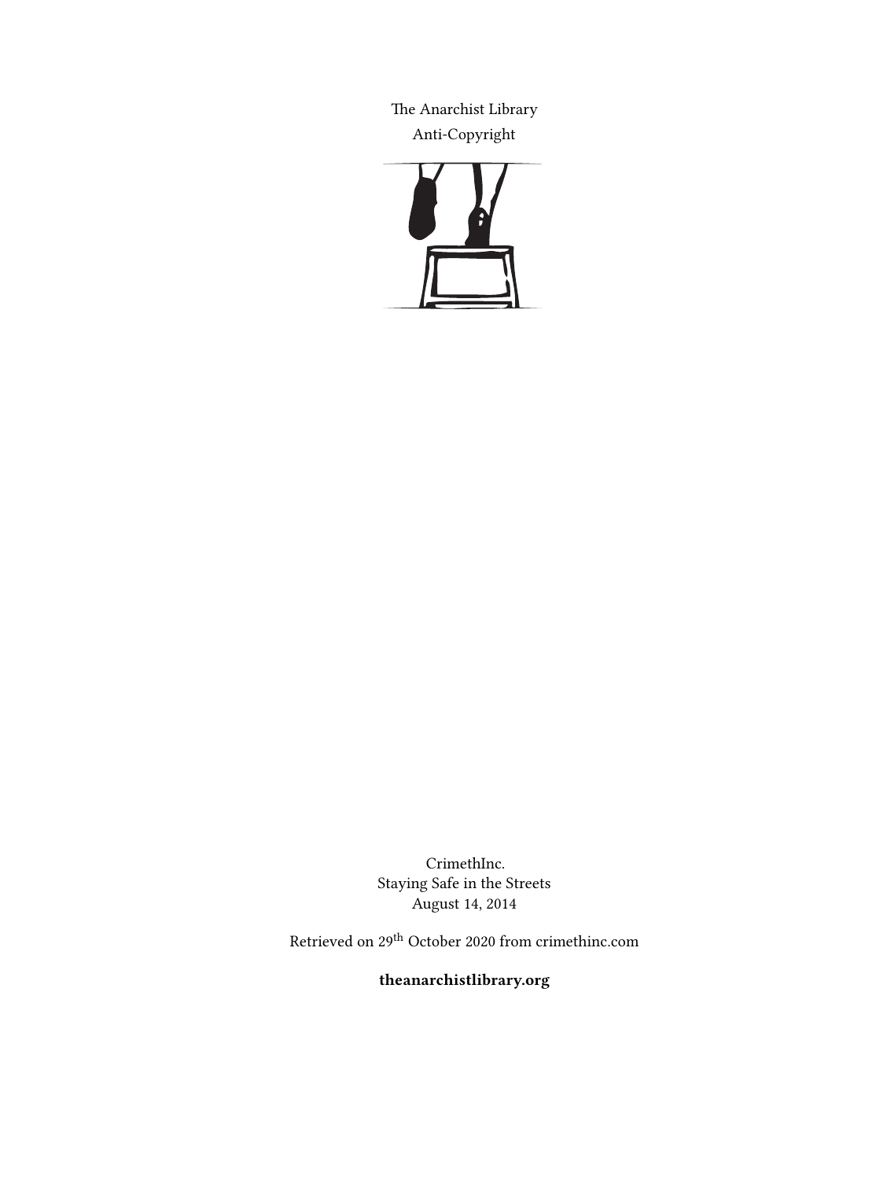The Anarchist Library
Anti-Copyright

CrimethInc.
Staying Safe in the Streets
August 14, 2014

Retrieved on 29th October 2020 from crimethinc.com

**theanarchistlibrary.org**